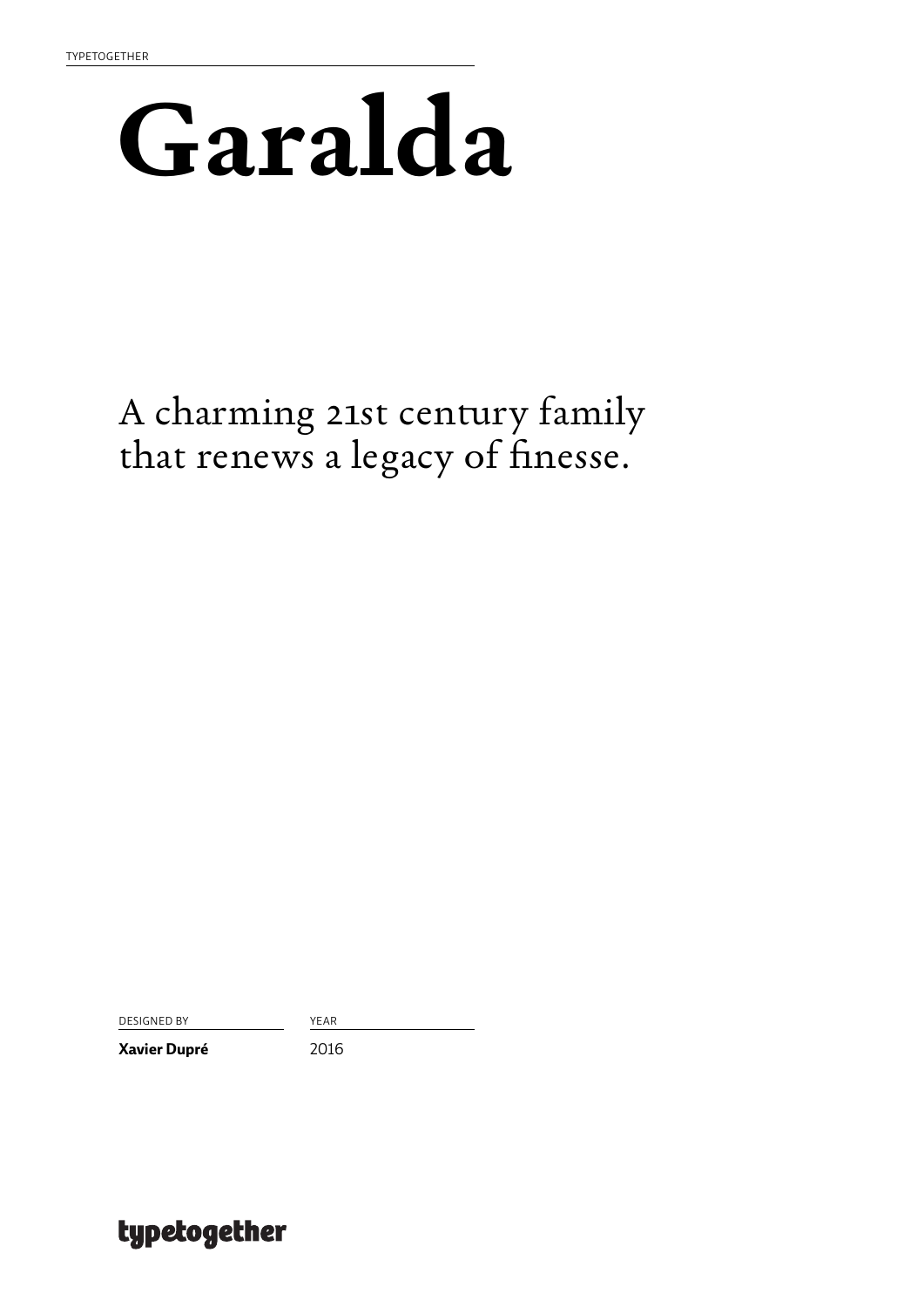TYPETOGETHER

# Garalda

A charming 21st century family that renews a legacy of finesse.

DESIGNED BY

**Xavier Dupré**

YEAR

2016

typetogether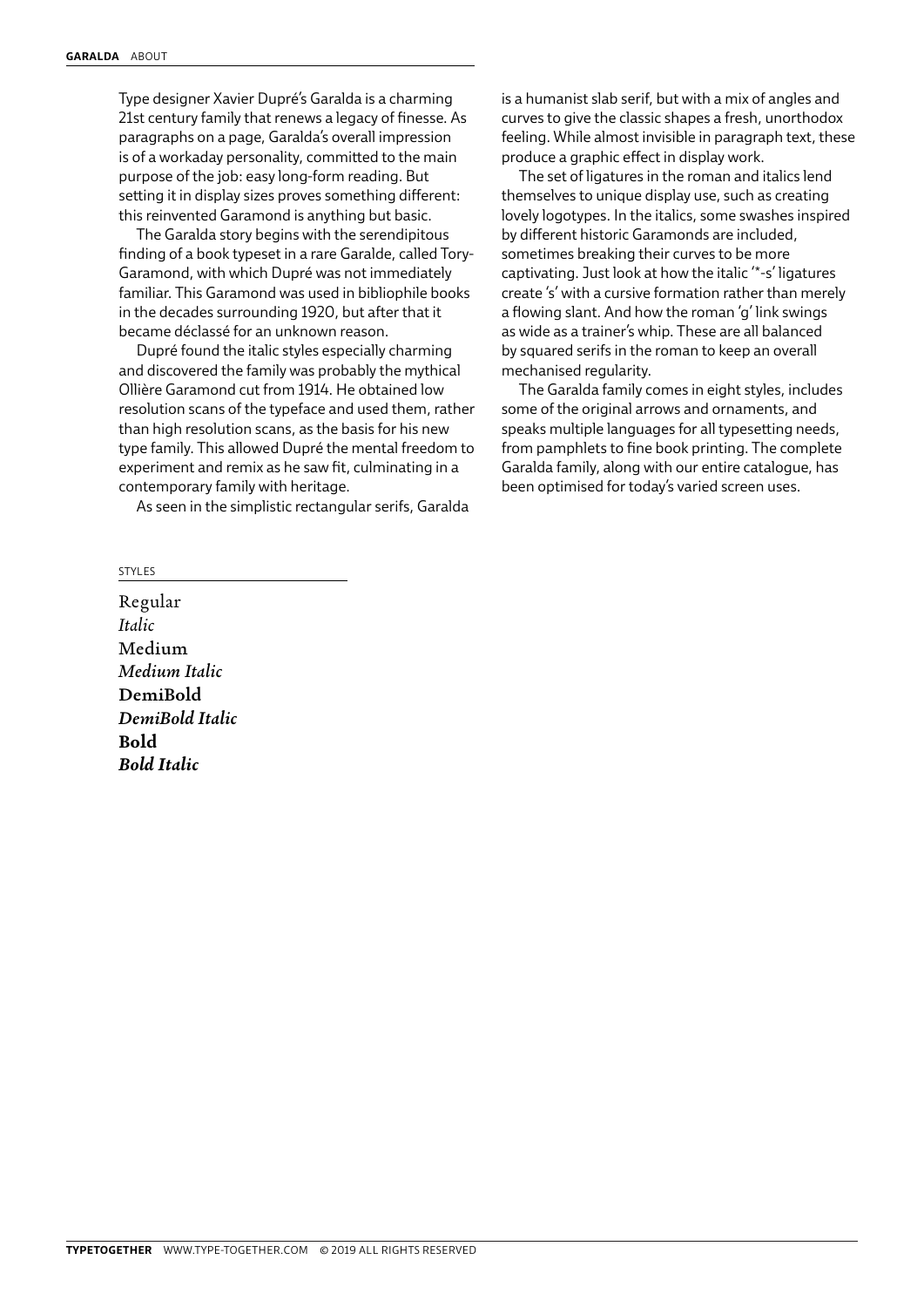Type designer Xavier Dupré's Garalda is a charming 21st century family that renews a legacy of finesse. As paragraphs on a page, Garalda's overall impression is of a workaday personality, committed to the main purpose of the job: easy long-form reading. But setting it in display sizes proves something different: this reinvented Garamond is anything but basic.

The Garalda story begins with the serendipitous finding of a book typeset in a rare Garalde, called Tory-Garamond, with which Dupré was not immediately familiar. This Garamond was used in bibliophile books in the decades surrounding 1920, but after that it became déclassé for an unknown reason.

Dupré found the italic styles especially charming and discovered the family was probably the mythical Ollière Garamond cut from 1914. He obtained low resolution scans of the typeface and used them, rather than high resolution scans, as the basis for his new type family. This allowed Dupré the mental freedom to experiment and remix as he saw fit, culminating in a contemporary family with heritage.

As seen in the simplistic rectangular serifs, Garalda is a humanist slab serif, but with a mix of angles and curves to give the classic shapes a fresh, unorthodox feeling. While almost invisible in paragraph text, these produce a graphic effect in display work.

The set of ligatures in the roman and italics lend themselves to unique display use, such as creating lovely logotypes. In the italics, some swashes inspired by different historic Garamonds are included, sometimes breaking their curves to be more captivating. Just look at how the italic '*-s' ligatures create 's' with a cursive formation rather than merely a flowing slant. And how the roman 'g' link swings as wide as a trainer's whip. These are all balanced by squared serifs in the roman to keep an overall mechanised regularity.

The Garalda family comes in eight styles, includes some of the original arrows and ornaments, and speaks multiple languages for all typesetting needs, from pamphlets to fine book printing. The complete Garalda family, along with our entire catalogue, has been optimised for today's varied screen uses.

STYLES

Regular
*Italic*
Medium
*Medium Italic*
**DemiBold**
***DemiBold Italic***
**Bold**
***Bold Italic***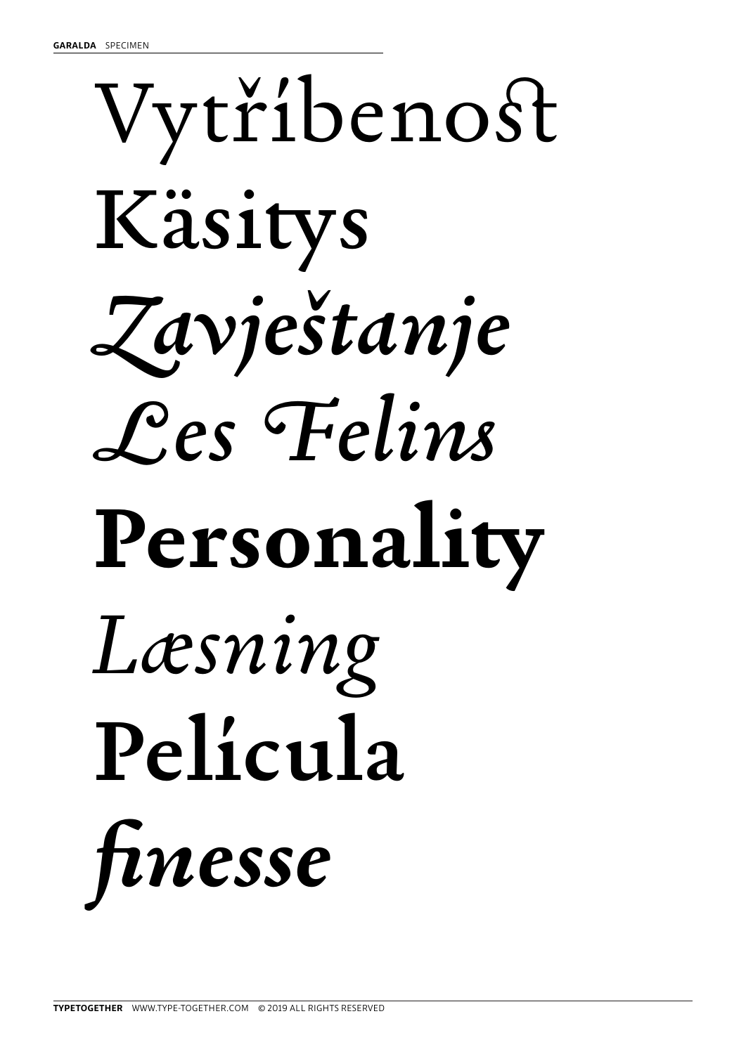Vytříbenost

Käsitys

*Zavještanje*

*Les Felins*

**Personality**

*Læsning*

**Película**

***finesse***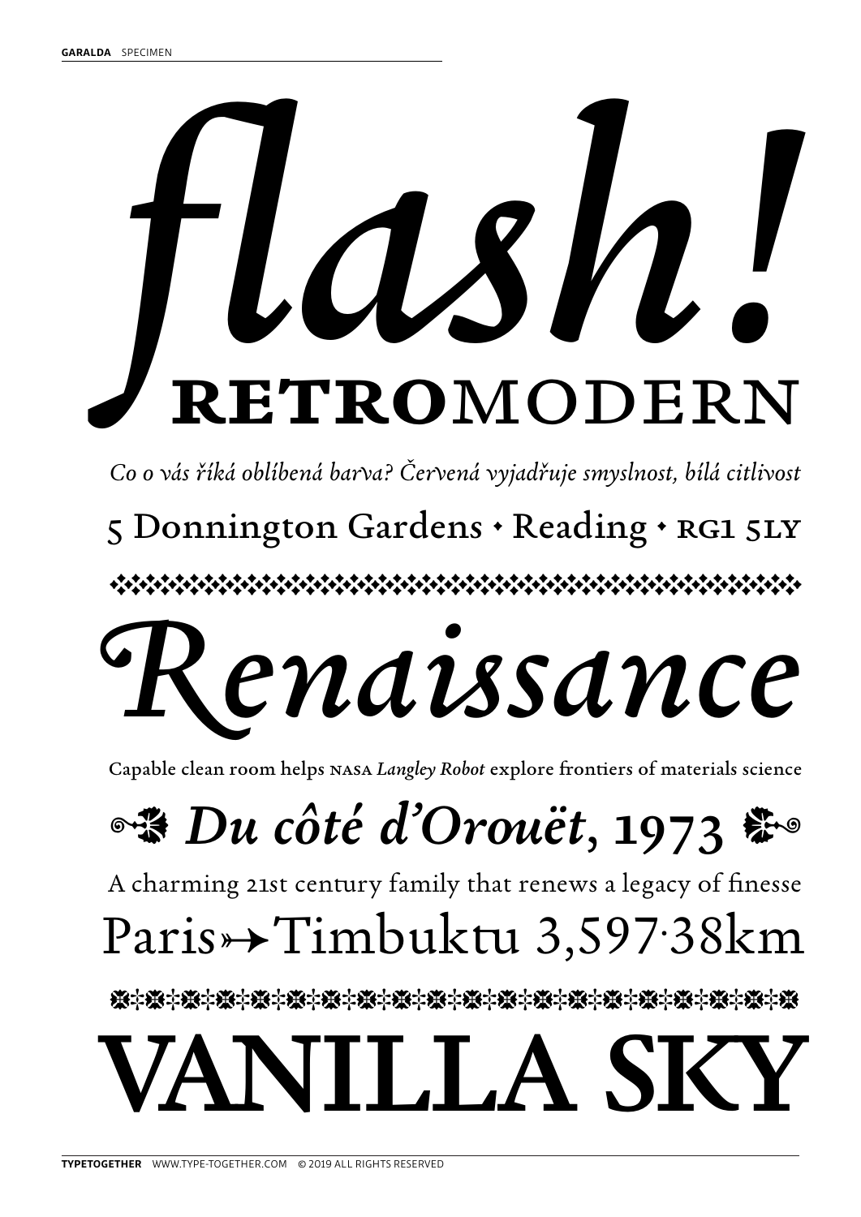*flash!*

**RETRO**MODERN

*Co o vás říká oblíbená barva? Červená vyjadřuje smyslnost, bílá citlivost*

5 Donnington Gardens • Reading • RG1 5LY

*Renaissance*

Capable clean room helps NASA *Langley Robot* explore frontiers of materials science

*Du côté d'Orouët*, **1973**

A charming 21st century family that renews a legacy of finesse

Paris↣Timbuktu 3,597·38km

VANILLA SKY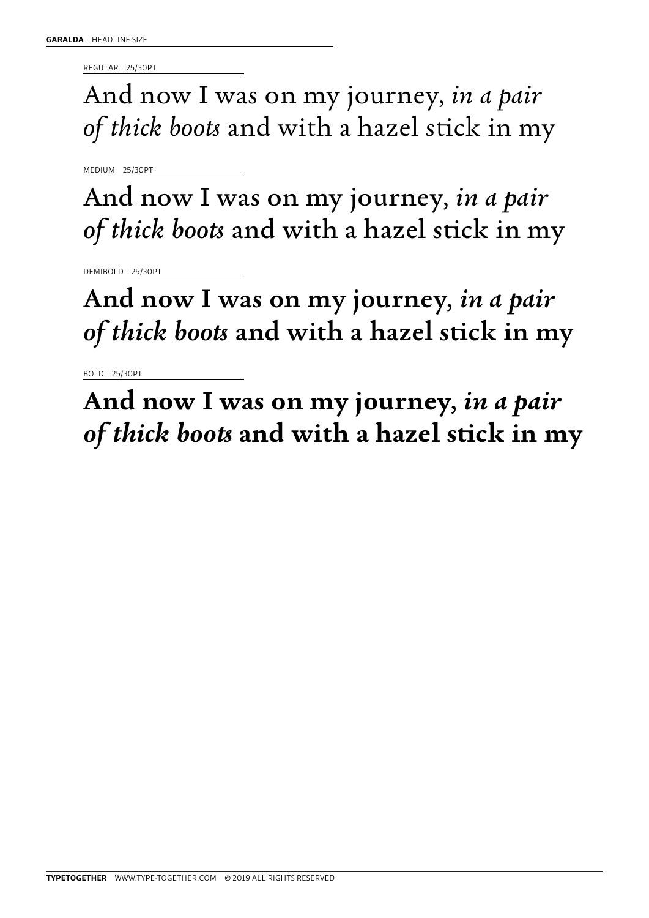**GARALDA** HEADLINE SIZE

REGULAR 25/30PT

And now I was on my journey, *in a pair of thick boots* and with a hazel stick in my

MEDIUM 25/30PT

And now I was on my journey, *in a pair of thick boots* and with a hazel stick in my

DEMIBOLD 25/30PT

**And now I was on my journey, *in a pair of thick boots* and with a hazel stick in my**

BOLD 25/30PT

**And now I was on my journey, *in a pair of thick boots* and with a hazel stick in my**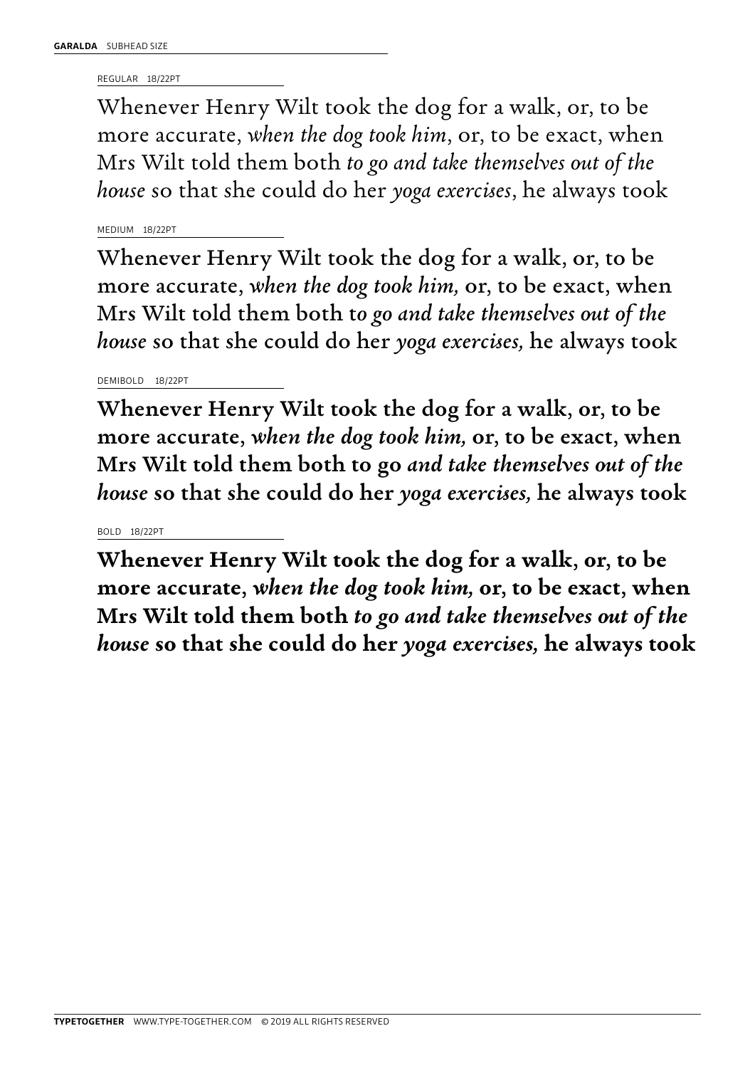**GARALDA** SUBHEAD SIZE

REGULAR 18/22PT

Whenever Henry Wilt took the dog for a walk, or, to be more accurate, *when the dog took him*, or, to be exact, when Mrs Wilt told them both *to go and take themselves out of the house* so that she could do her *yoga exercises*, he always took

MEDIUM 18/22PT

Whenever Henry Wilt took the dog for a walk, or, to be more accurate, *when the dog took him,* or, to be exact, when Mrs Wilt told them both t*o go and take themselves out of the house* so that she could do her *yoga exercises,* he always took

DEMIBOLD 18/22PT

**Whenever Henry Wilt took the dog for a walk, or, to be more accurate, *when the dog took him,* or, to be exact, when Mrs Wilt told them both to go *and take themselves out of the house* so that she could do her *yoga exercises,* he always took**

BOLD 18/22PT

**Whenever Henry Wilt took the dog for a walk, or, to be more accurate, *when the dog took him,* or, to be exact, when Mrs Wilt told them both *to go and take themselves out of the house* so that she could do her *yoga exercises,* he always took**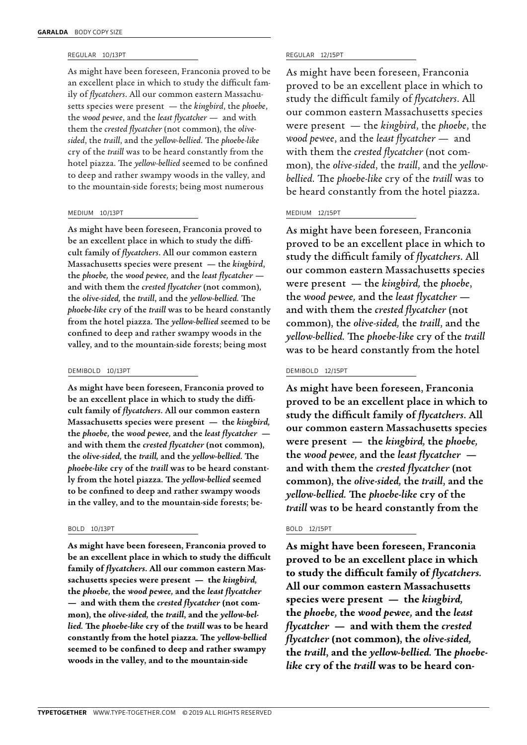**GARALDA** BODY COPY SIZE

REGULAR 10/13PT

As might have been foreseen, Franconia proved to be an excellent place in which to study the difficult family of *flycatchers*. All our common eastern Massachusetts species were present — the *kingbird*, the *phoebe*, the *wood pewee*, and the *least flycatcher* — and with them the *crested flycatcher* (not common), the *olive-sided*, the *traill*, and the *yellow-bellied*. The *phoebe-like* cry of the *traill* was to be heard constantly from the hotel piazza. The *yellow-bellied* seemed to be confined to deep and rather swampy woods in the valley, and to the mountain-side forests; being most numerous

MEDIUM 10/13PT

As might have been foreseen, Franconia proved to be an excellent place in which to study the difficult family of *flycatchers*. All our common eastern Massachusetts species were present — the *kingbird*, the *phoebe,* the *wood pewee,* and the *least flycatcher* — and with them the *crested flycatcher* (not common), the *olive-sided,* the *traill*, and the *yellow-bellied.* The *phoebe-like* cry of the *traill* was to be heard constantly from the hotel piazza. The *yellow-bellied* seemed to be confined to deep and rather swampy woods in the valley, and to the mountain-side forests; being most

DEMIBOLD 10/13PT

**As might have been foreseen, Franconia proved to be an excellent place in which to study the difficult family of *flycatchers*. All our common eastern Massachusetts species were present — the *kingbird,* the *phoebe,* the *wood pewee,* and the *least flycatcher* — and with them the *crested flycatcher* (not common), the *olive-sided,* the *traill,* and the *yellow-bellied.* The *phoebe-like* cry of the *traill* was to be heard constantly from the hotel piazza. The *yellow-bellied* seemed to be confined to deep and rather swampy woods in the valley, and to the mountain-side forests; be-**

BOLD 10/13PT

**As might have been foreseen, Franconia proved to be an excellent place in which to study the difficult family of *flycatchers*. All our common eastern Massachusetts species were present — the *kingbird,* the *phoebe,* the *wood pewee,* and the *least flycatcher* — and with them the *crested flycatcher* (not common), the *olive-sided,* the *traill*, and the *yellow-bellied.* The *phoebe-like* cry of the *traill* was to be heard constantly from the hotel piazza. The *yellow-bellied* seemed to be confined to deep and rather swampy woods in the valley, and to the mountain-side**

REGULAR 12/15PT

As might have been foreseen, Franconia proved to be an excellent place in which to study the difficult family of *flycatchers*. All our common eastern Massachusetts species were present — the *kingbird*, the *phoebe*, the *wood pewee*, and the *least flycatcher* — and with them the *crested flycatcher* (not common), the *olive-sided*, the *traill*, and the *yellow-bellied*. The *phoebe-like* cry of the *traill* was to be heard constantly from the hotel piazza.

MEDIUM 12/15PT

As might have been foreseen, Franconia proved to be an excellent place in which to study the difficult family of *flycatchers*. All our common eastern Massachusetts species were present — the *kingbird,* the *phoebe*, the *wood pewee,* and the *least flycatcher* — and with them the *crested flycatcher* (not common), the *olive-sided,* the *traill*, and the *yellow-bellied.* The *phoebe-like* cry of the *traill* was to be heard constantly from the hotel

DEMIBOLD 12/15PT

**As might have been foreseen, Franconia proved to be an excellent place in which to study the difficult family of *flycatchers*. All our common eastern Massachusetts species were present — the *kingbird,* the *phoebe,* the *wood pewee,* and the *least flycatcher* — and with them the *crested flycatcher* (not common), the *olive-sided,* the *traill*, and the *yellow-bellied.* The *phoebe-like* cry of the *traill* was to be heard constantly from the**

BOLD 12/15PT

**As might have been foreseen, Franconia proved to be an excellent place in which to study the difficult family of *flycatchers.* All our common eastern Massachusetts species were present — the *kingbird,* the *phoebe,* the *wood pewee,* and the *least flycatcher* — and with them the *crested flycatcher* (not common), the *olive-sided,* the *traill*, and the *yellow-bellied.* The *phoebe-like* cry of the *traill* was to be heard con-**

**TYPETOGETHER** WWW.TYPE-TOGETHER.COM © 2019 ALL RIGHTS RESERVED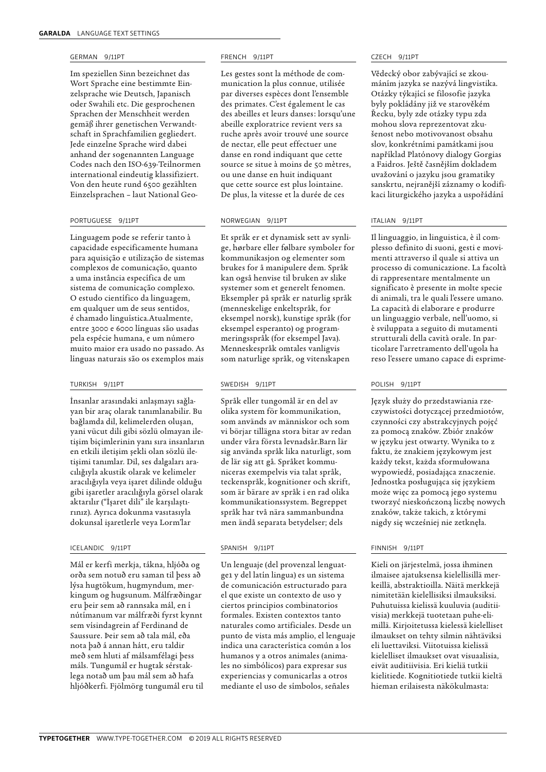## GERMAN 9/11PT

Im speziellen Sinn bezeichnet das Wort Sprache eine bestimmte Einzelsprache wie Deutsch, Japanisch oder Swahili etc. Die gesprochenen Sprachen der Menschheit werden gemäß ihrer genetischen Verwandtschaft in Sprachfamilien gegliedert. Jede einzelne Sprache wird dabei anhand der sogenannten Language Codes nach den ISO-639-Teilnormen international eindeutig klassifiziert. Von den heute rund 6500 gezählten Einzelsprachen – laut National Geo-

## FRENCH 9/11PT

Les gestes sont la méthode de communication la plus connue, utilisée par diverses espèces dont l'ensemble des primates. C'est également le cas des abeilles et leurs danses: lorsqu'une abeille exploratrice revient vers sa ruche après avoir trouvé une source de nectar, elle peut effectuer une danse en rond indiquant que cette source se situe à moins de 50 mètres, ou une danse en huit indiquant que cette source est plus lointaine. De plus, la vitesse et la durée de ces

## CZECH 9/11PT

Vědecký obor zabývající se zkoumáním jazyka se nazývá lingvistika. Otázky týkající se filosofie jazyka byly pokládány již ve starověkém Řecku, byly zde otázky typu zda mohou slova reprezentovat zkušenost nebo motivovanost obsahu slov, konkrétními památkami jsou například Platónovy dialogy Gorgias a Faidros. Ještě časnějším dokladem uvažování o jazyku jsou gramatiky sanskrtu, nejranější záznamy o kodifikaci liturgického jazyka a uspořádání

## PORTUGUESE 9/11PT

Linguagem pode se referir tanto à capacidade especificamente humana para aquisição e utilização de sistemas complexos de comunicação, quanto a uma instância específica de um sistema de comunicação complexo. O estudo científico da linguagem, em qualquer um de seus sentidos, é chamado linguística.Atualmente, entre 3000 e 6000 línguas são usadas pela espécie humana, e um número muito maior era usado no passado. As línguas naturais são os exemplos mais

## NORWEGIAN 9/11PT

Et språk er et dynamisk sett av synlige, hørbare eller følbare symboler for kommunikasjon og elementer som brukes for å manipulere dem. Språk kan også henvise til bruken av slike systemer som et generelt fenomen. Eksempler på språk er naturlig språk (menneskelige enkeltspråk, for eksempel norsk), kunstige språk (for eksempel esperanto) og programmeringsspråk (for eksempel Java). Menneskespråk omtales vanligvis som naturlige språk, og vitenskapen

## ITALIAN 9/11PT

Il linguaggio, in linguistica, è il complesso definito di suoni, gesti e movimenti attraverso il quale si attiva un processo di comunicazione. La facoltà di rappresentare mentalmente un significato è presente in molte specie di animali, tra le quali l'essere umano. La capacità di elaborare e produrre un linguaggio verbale, nell'uomo, si è sviluppata a seguito di mutamenti strutturali della cavità orale. In particolare l'arretramento dell'ugola ha reso l'essere umano capace di esprime-

## TURKISH 9/11PT

İnsanlar arasındaki anlaşmayı sağlayan bir araç olarak tanımlanabilir. Bu bağlamda dil, kelimelerden oluşan, yani vücut dili gibi sözlü olmayan iletişim biçimlerinin yanı sıra insanların en etkili iletişim şekli olan sözlü iletişimi tanımlar. Dil, ses dalgaları aracılığıyla akustik olarak ve kelimeler aracılığıyla veya işaret dilinde olduğu gibi işaretler aracılığıyla görsel olarak aktarılır ("İşaret dili" ile karşılaştırınız). Ayrıca dokunma vasıtasıyla dokunsal işaretlerle veya Lorm'lar

## SWEDISH 9/11PT

Språk eller tungomål är en del av olika system för kommunikation, som används av människor och som vi börjar tillägna stora bitar av redan under våra första levnadsår.Barn lär sig använda språk lika naturligt, som de lär sig att gå. Språket kommuniceras exempelvis via talat språk, teckenspråk, kognitioner och skrift, som är bärare av språk i en rad olika kommunikationssystem. Begreppet språk har två nära sammanbundna men ändå separata betydelser; dels

## POLISH 9/11PT

Język służy do przedstawiania rzeczywistości dotyczącej przedmiotów, czynności czy abstrakcyjnych pojęć za pomocą znaków. Zbiór znaków w języku jest otwarty. Wynika to z faktu, że znakiem językowym jest każdy tekst, każda sformułowana wypowiedź, posiadająca znaczenie. Jednostka posługująca się językiem może więc za pomocą jego systemu tworzyć nieskończoną liczbę nowych znaków, także takich, z którymi nigdy się wcześniej nie zetknęła.

## ICELANDIC 9/11PT

Mál er kerfi merkja, tákna, hljóða og orða sem notuð eru saman til þess að lýsa hugtökum, hugmyndum, merkingum og hugsunum. Málfræðingar eru þeir sem að rannsaka mál, en í nútímanum var málfræði fyrst kynnt sem vísindagrein af Ferdinand de Saussure. Þeir sem að tala mál, eða nota það á annan hátt, eru taldir með sem hluti af málsamfélagi þess máls. Tungumál er hugtak sérstaklega notað um þau mál sem að hafa hljóðkerfi. Fjölmörg tungumál eru til

## SPANISH 9/11PT

Un lenguaje (del provenzal lenguatge1 y del latín lingua) es un sistema de comunicación estructurado para el que existe un contexto de uso y ciertos principios combinatorios formales. Existen contextos tanto naturales como artificiales. Desde un punto de vista más amplio, el lenguaje indica una característica común a los humanos y a otros animales (animales no simbólicos) para expresar sus experiencias y comunicarlas a otros mediante el uso de símbolos, señales

## FINNISH 9/11PT

Kieli on järjestelmä, jossa ihminen ilmaisee ajatuksensa kielellisillä merkeillä, abstraktioilla. Näitä merkkejä nimitetään kielellisiksi ilmauksiksi. Puhutuissa kielissä kuuluvia (auditiivisia) merkkejä tuotetaan puhe-elimillä. Kirjoitetuissa kielessä kielelliset ilmaukset on tehty silmin nähtäviksi eli luettaviksi. Viitotuissa kielissä kielelliset ilmaukset ovat visuaalisia, eivät auditiivisia. Eri kieliä tutkii kielitiede. Kognitiotiede tutkii kieltä hieman erilaisesta näkökulmasta: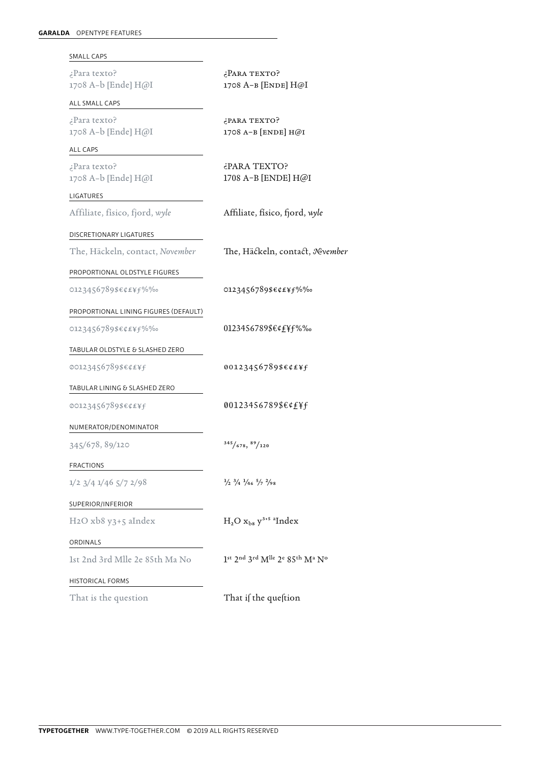## GARALDA OPENTYPE FEATURES

### SMALL CAPS

¿Para texto?
1708 A–b [Ende] H@I

¿PARA TEXTO?
1708 A–B [ENDE] H@I

### ALL SMALL CAPS

¿Para texto?
1708 A–b [Ende] H@I

¿PARA TEXTO?
1708 A–B [ENDE] H@I

### ALL CAPS

¿Para texto?
1708 A–b [Ende] H@I

¿PARA TEXTO?
1708 A–B [ENDE] H@I

### LIGATURES

Affiliate, fisico, fjord, *wyle*

Affiliate, fisico, fjord, *wyle*

### DISCRETIONARY LIGATURES

The, Häckeln, contact, *November*

The, Häckeln, contact, *November*

### PROPORTIONAL OLDSTYLE FIGURES

0123456789$€¢£¥ƒ%‰

0123456789$€¢£¥ƒ%‰

### PROPORTIONAL LINING FIGURES (DEFAULT)

0123456789$€¢£¥ƒ%‰

0123456789$€¢£¥ƒ%‰

### TABULAR OLDSTYLE & SLASHED ZERO

00123456789$€¢£¥ƒ

00123456789$€¢£¥ƒ

### TABULAR LINING & SLASHED ZERO

00123456789$€¢£¥ƒ

00123456789$€¢£¥ƒ

### NUMERATOR/DENOMINATOR

345/678, 89/120

$^{345}/_{678}$, $^{89}/_{120}$

### FRACTIONS

1/2 3/4 1/46 5/7 2/98

½ ¾ $^{1}/_{46}$ $^{5}/_{7}$ $^{2}/_{98}$

### SUPERIOR/INFERIOR

H2O xb8 y3+5 aIndex

$H_2O$ $x_{b8}$ $y^{3+5}$ $^{a}$Index

### ORDINALS

1st 2nd 3rd Mlle 2e 85th Ma No

$1^{st}$ $2^{nd}$ $3^{rd}$ $M^{lle}$ $2^{e}$ $85^{th}$ $M^{a}$ $N^{o}$

### HISTORICAL FORMS

That is the question

That iſ the queſtion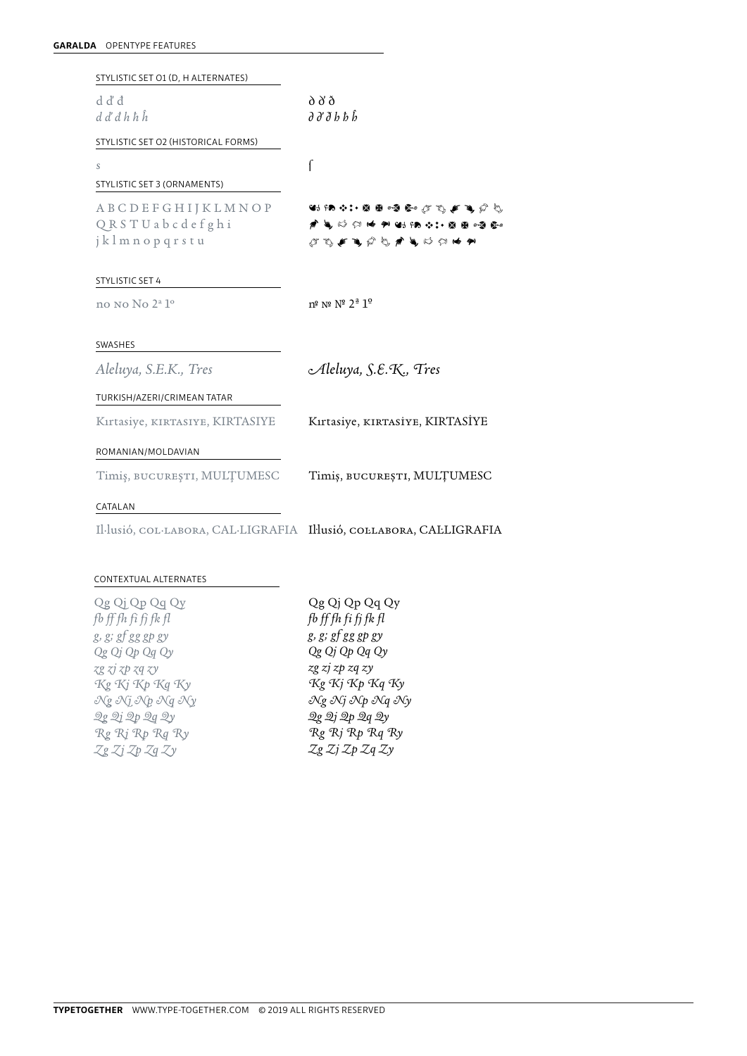**GARALDA** OPENTYPE FEATURES

STYLISTIC SET 01 (D, H ALTERNATES)

| | |
|---|---|
| d ď đ | ð ð' ð |
| *d ď đ h ħ ĥ* | *ð ð' ð ƕ ƕ ƕ̂* |

STYLISTIC SET 02 (HISTORICAL FORMS)

| | |
|---|---|
| *s* | ſ |

STYLISTIC SET 3 (ORNAMENTS)

| | |
|---|---|
| A B C D E F G H I J K L M N O P Q R S T U a b c d e f g h i j k l m n o p q r s t u | (ornaments) |

STYLISTIC SET 4

| | |
|---|---|
| no No No 2ª 1º | nº № Nº 2ª 1º |

SWASHES

| | |
|---|---|
| *Aleluya, S.E.K., Tres* | *Aleluya, S.E.K., Tres* |

TURKISH/AZERI/CRIMEAN TATAR

| | |
|---|---|
| Kırtasiye, KIRTASIYE, KIRTASIYE | Kırtasiye, KIRTASİYE, KIRTASİYE |

ROMANIAN/MOLDAVIAN

| | |
|---|---|
| Timiş, BUCUREŞTI, MULŢUMESC | Timiș, BUCUREȘTI, MULȚUMESC |

CATALAN

| | |
|---|---|
| Il·lusió, COL·LABORA, CAL·LIGRAFIA | Il·lusió, COL·LABORA, CAL·LIGRAFIA |

CONTEXTUAL ALTERNATES

| | |
|---|---|
| Qg Qj Qp Qq Qy | Qg Qj Qp Qq Qy |
| *fb ff fh fi fj fk fl* | *fb ff fh fi fj fk fl* |
| *g, g; gf gg gp gy* | *g, g; gf gg gp gy* |
| *Qg Qj Qp Qq Qy* | *Qg Qj Qp Qq Qy* |
| *zg zj zp zq zy* | *zg zj zp zq zy* |
| *Kg Kj Kp Kq Ky* | *Kg Kj Kp Kq Ky* |
| *Ng Nj Np Nq Ny* | *Ng Nj Np Nq Ny* |
| *Qg Qj Qp Qq Qy* | *Qg Qj Qp Qq Qy* |
| *Rg Rj Rp Rq Ry* | *Rg Rj Rp Rq Ry* |
| *Zg Zj Zp Zq Zy* | *Zg Zj Zp Zq Zy* |

**TYPETOGETHER** WWW.TYPE-TOGETHER.COM © 2019 ALL RIGHTS RESERVED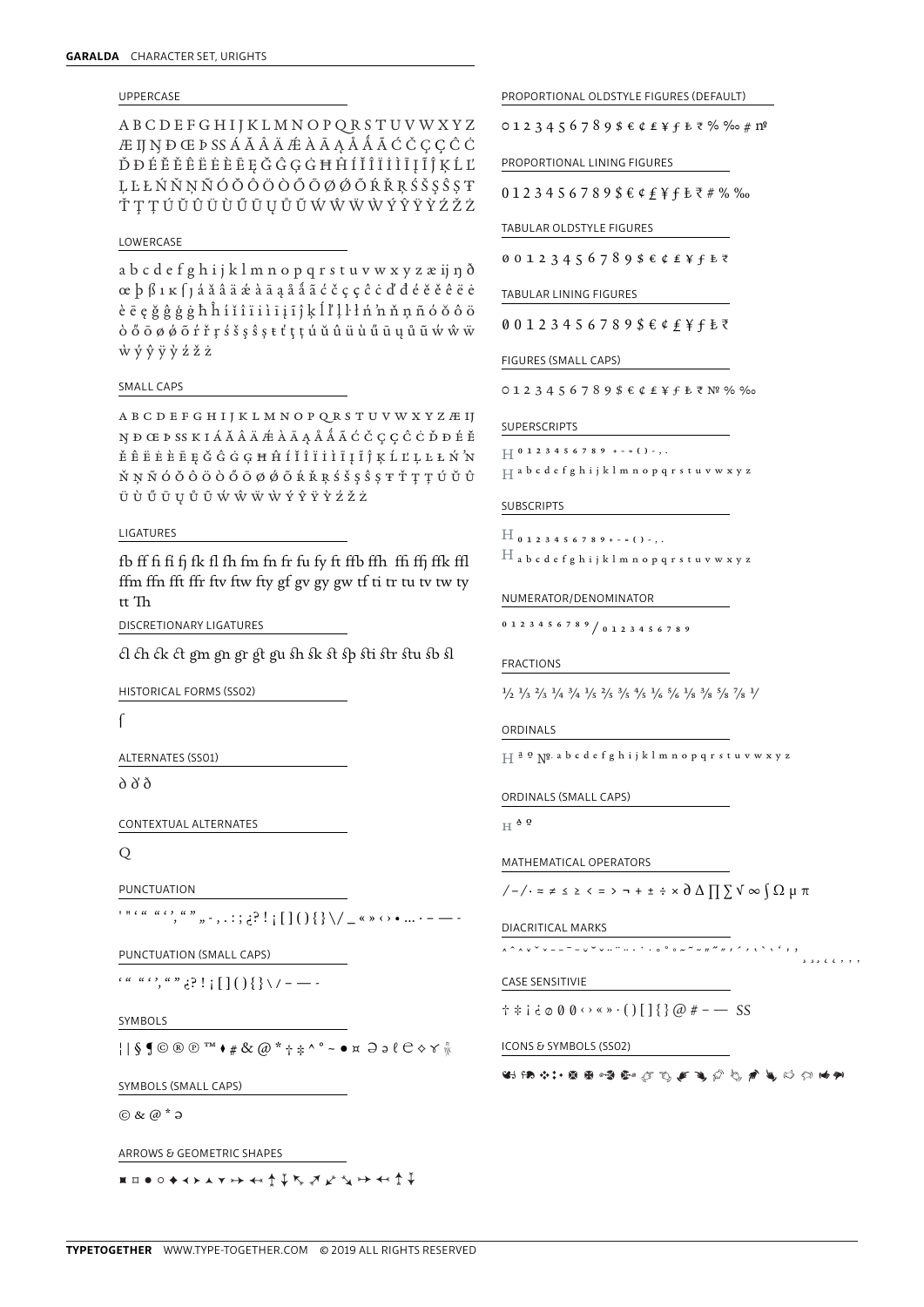**GARALDA** CHARACTER SET, URIGHTS

UPPERCASE

A B C D E F G H I J K L M N O P Q R S T U V W X Y Z Æ Ĳ Ŋ Ð Œ Þ SS Á Ă Â Ä Ǽ À Ā Ą Å Ǻ Ã Ć Č Ç Ĉ Ċ Ď Đ É Ĕ Ě Ê Ë Ė È Ē Ę Ğ Ĝ Ģ Ġ Ħ Ĥ Í Ĭ Î Ï İ Ì Ī Į Ĩ Ĵ Ķ Ĺ Ľ Ļ Ŀ Ł Ń Ň Ņ Ñ Ó Ŏ Ô Ö Ò Ő Ō Ø Ǿ Õ Ŕ Ř Ŗ Ś Š Ş Ŝ Ș Ŧ Ť Ţ Ț Ú Ŭ Û Ü Ù Ű Ū Ų Ů Ũ Ẃ Ŵ Ẅ Ẁ Ý Ŷ Ÿ Ỳ Ź Ž Ż

LOWERCASE

a b c d e f g h i j k l m n o p q r s t u v w x y z æ ĳ ŋ ð œ þ ß ı ĸ ſ ȷ á ă â ä ǽ à ā ą å ǻ ã ć č ç ĉ ċ ď đ é ĕ ě ê ë ė è ē ę ğ ĝ ģ ġ ħ ĥ í ĭ î ï i ì ī į ĩ ĵ ķ ĺ ľ ļ ŀ ł ń ŉ ň ņ ñ ó ŏ ô ö ò ő ō ø ǿ õ ŕ ř ŗ ś š ş ŝ ș ŧ ť ţ ț ú ŭ û ü ù ű ū ų ů ũ ẃ ŵ ẅ ẁ ý ŷ ÿ ỳ ź ž ż

SMALL CAPS

A B C D E F G H I J K L M N O P Q R S T U V W X Y Z Æ Ĳ Ŋ Ð Œ Þ SS K I Á Ă Â Ä Ǽ À Ā Ą Å Ǻ Ã Ć Č Ç Ĉ Ċ Ď Đ É Ĕ Ě Ê Ë Ė È Ē Ę Ğ Ĝ Ģ Ġ Ħ Ĥ Í Ĭ Î Ï İ Ì Ī Į Ĩ Ĵ Ķ Ĺ Ľ Ļ Ŀ Ł Ń ŉ Ň Ņ Ñ Ó Ŏ Ô Ö Ò Ő Ō Ø Ǿ Õ Ŕ Ř Ŗ Ś Š Ş Ŝ Ș Ŧ Ť Ţ Ț Ú Ŭ Û Ü Ù Ű Ū Ų Ů Ũ Ẃ Ŵ Ẅ Ẁ Ý Ŷ Ÿ Ỳ Ź Ž Ż

LIGATURES

fb ff fi fl fj fk fl fh fm fn fr fu fy ft ffb ffh ffi ffj ffk ffl ffm ffn fft ffr ftv ftw fty gf gv gy gw tf ti tr tu tv tw ty tt Th

DISCRETIONARY LIGATURES

ct ch ck ct gm gn gr gt gu sh sk st sp sti str stu sb sl

HISTORICAL FORMS (SS02)

ſ

ALTERNATES (SS01)

ð ð ð

CONTEXTUAL ALTERNATES

Q

PUNCTUATION

' " ‘ “ ’ , ” „ - , . : ; ¿ ? ! ¡ [ ] ( ) { } \ / _ « » ‹ › • … · – — -

PUNCTUATION (SMALL CAPS)

‘ “ ’ , ” ¿ ? ! ¡ [ ] ( ) { } \ / – — -

SYMBOLS

¦ | § ¶ © ® ℗ ™ ♦ # & @ * † ‡ ^ ° ~ ● ¤ ℈ ∂ ℓ ℮ ◊ ♈

SYMBOLS (SMALL CAPS)

© & @ * ∂

ARROWS & GEOMETRIC SHAPES

◘ ◘ ● ○ ◆ ◂ ▸ ▴ ▾ ↣ ↢ ↥ ↧ ↖ ↗ ↙ ↘ ↣ ↢ ↥ ↧

PROPORTIONAL OLDSTYLE FIGURES (DEFAULT)

0 1 2 3 4 5 6 7 8 9 $ € ¢ £ ¥ ƒ ₺ ₹ % ‰ # №

PROPORTIONAL LINING FIGURES

0 1 2 3 4 5 6 7 8 9 $ € ¢ £ ¥ ƒ ₺ ₹ # % ‰

TABULAR OLDSTYLE FIGURES

0 0 1 2 3 4 5 6 7 8 9 $ € ¢ £ ¥ ƒ ₺ ₹

TABULAR LINING FIGURES

0 0 1 2 3 4 5 6 7 8 9 $ € ¢ £ ¥ ƒ ₺ ₹

FIGURES (SMALL CAPS)

0 1 2 3 4 5 6 7 8 9 $ € ¢ £ ¥ ƒ ₺ ₹ № % ‰

SUPERSCRIPTS

$H^{0 1 2 3 4 5 6 7 8 9 + - = ( ) - , .}$

$H^{a b c d e f g h i j k l m n o p q r s t u v w x y z}$

SUBSCRIPTS

$H_{0 1 2 3 4 5 6 7 8 9 + - = ( ) - , .}$

$H_{a b c d e f g h i j k l m n o p q r s t u v w x y z}$

NUMERATOR/DENOMINATOR

0 1 2 3 4 5 6 7 8 9 / 0 1 2 3 4 5 6 7 8 9

FRACTIONS

½ ⅓ ⅔ ¼ ¾ ⅕ ⅖ ⅗ ⅘ ⅙ ⅚ ⅛ ⅜ ⅝ ⅞ ⅟

ORDINALS

H ª º №. a b c d e f g h i j k l m n o p q r s t u v w x y z

ORDINALS (SMALL CAPS)

H ª º

MATHEMATICAL OPERATORS

/ − / · ≈ ≠ ≤ ≥ < = > ¬ + ± ÷ × ∂ ∆ ∏ ∑ √ ∞ ∫ Ω µ π

DIACRITICAL MARKS

^ ˆ ˄ ˇ ˘ ¯ ˉ ˜ ˘ ˇ ˘ ¨ ¨ ˙ ˙ ˚ ° ˜ ˜ ˝ ˝ ʼ ˊ ˋ ` ˏ ‚ ‚ ‚ ‚ ‚ ‚ ‚

CASE SENSITIVIE

† ‡ ¡ ¿ 0 0 0 ‹ › « » · ( ) [ ] { } @ # – — SS

ICONS & SYMBOLS (SS02)

❧ ☙ ❖ ⁘ ✤ ❁ ❁ ❧ ☜ ☞ ☚ ☛ ☜ ☞ ☚ ☛ ☜ ☞ ☚ ☛

**TYPETOGETHER** WWW.TYPE-TOGETHER.COM © 2019 ALL RIGHTS RESERVED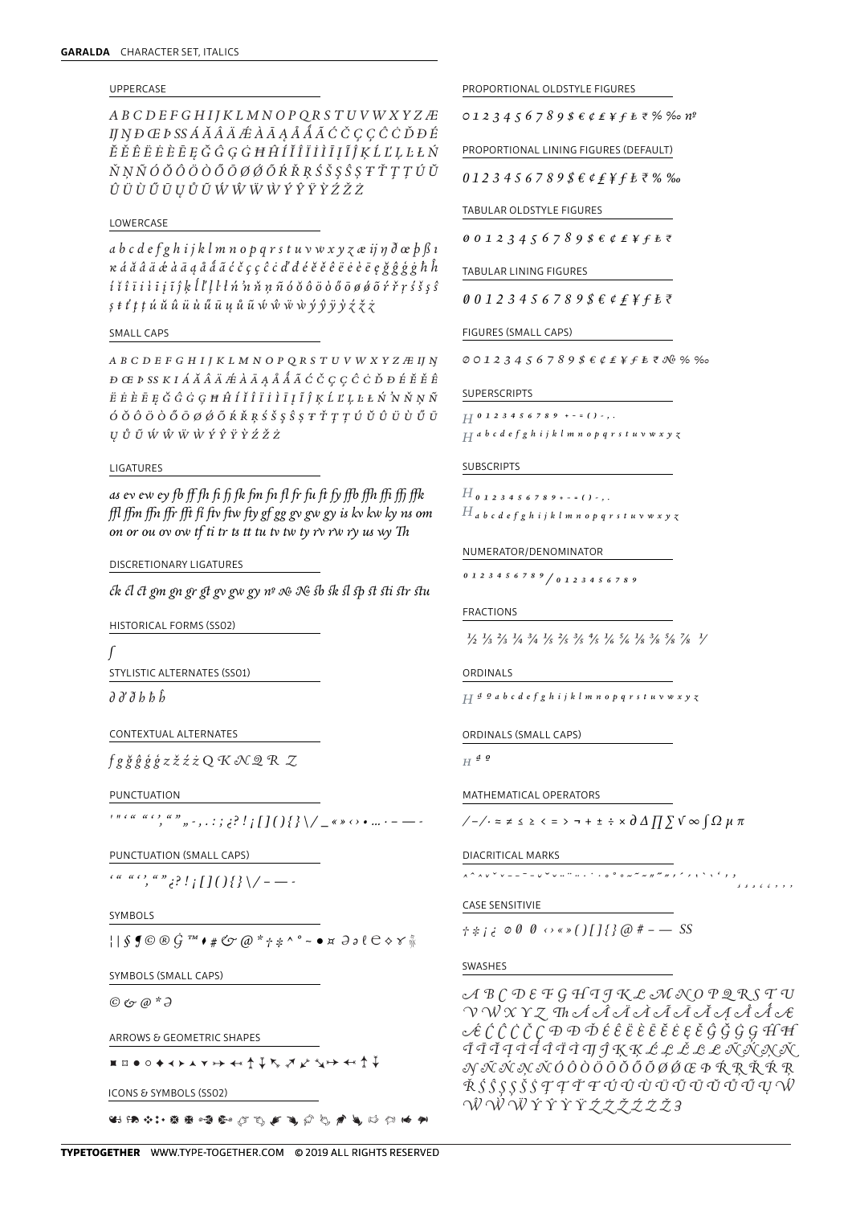**GARALDA** CHARACTER SET, ITALICS

## UPPERCASE

*A B C D E F G H I J K L M N O P Q R S T U V W X Y Z Æ Ĳ Ŋ Ð Œ Þ SS Á Ă Â Ä Ǽ À Ā Ą Å Ǻ Ã Ć Č Ç Ĉ Ċ Ď Đ É Ĕ Ě Ê Ë Ė È Ē Ę Ğ Ĝ Ģ Ġ Ħ Ĥ Í Ĭ Î Ï İ Ì Ī Į Ĩ Ĵ Ķ Ĺ Ľ Ļ Ŀ Ł Ń Ň Ņ Ñ Ó Ŏ Ô Ö Ò Ő Ō Ø Ǿ Õ Ŕ Ř Ŗ Ś Š Ş Ŝ Ș Ŧ Ť Ţ Ț Ú Ŭ Û Ü Ù Ű Ū Ų Ů Ũ Ẃ Ŵ Ẅ Ẁ Ý Ŷ Ÿ Ỳ Ź Ž Ż*

## LOWERCASE

*a b c d e f g h i j k l m n o p q r s t u v w x y z æ ĳ ŋ ð œ þ ß ı ĸ á ă â ä ǽ à ā ą å ǻ ã ć č ç ĉ ċ ď đ é ĕ ě ê ë ė è ē ę ğ ĝ ģ ġ ħ ĥ í ĭ î ï i ì ī į ĩ ĵ ķ ĺ ľ ļ ŀ ł ń ŉ ň ņ ñ ó ŏ ô ö ò ő ō ø ǿ õ ŕ ř ŗ ś š ş ŝ ș ŧ ť ţ ț ú ŭ û ü ù ű ū ų ů ũ ẃ ŵ ẅ ẁ ý ŷ ÿ ỳ ź ž ż*

## SMALL CAPS

*A B C D E F G H I J K L M N O P Q R S T U V W X Y Z Æ Ĳ Ŋ Ð Œ Þ SS K I Á Ă Â Ä Ǽ À Ā Ą Å Ǻ Ã Ć Č Ç Ĉ Ċ Ď Đ É Ĕ Ě Ê Ë Ė È Ē Ę Ğ Ĝ Ģ Ġ Ħ Ĥ Í Ĭ Î Ï İ Ì Ī Į Ĩ Ĵ Ķ Ĺ Ľ Ļ Ŀ Ł Ń ʼN Ň Ņ Ñ Ó Ŏ Ô Ö Ò Ő Ō Ø Ǿ Õ Ŕ Ř Ŗ Ś Š Ş Ŝ Ș Ŧ Ť Ţ Ț Ú Ŭ Û Ü Ù Ű Ū Ų Ů Ũ Ẃ Ŵ Ẅ Ẁ Ý Ŷ Ÿ Ỳ Ź Ž Ż*

## LIGATURES

*as ev ew ey fb ff fh fi fj fk fm fn fl fr fu ft fy ffb ffh ffi ffj ffk ffl ffm ffn ffr fft ft ftv ftw fty gf gg gv gw gy is kv kw ky ns om on or ou ov ow tf ti tr ts tt tu tv tw ty rv rw ry us wy Th*

## DISCRETIONARY LIGATURES

*ck cl ct gm gn gr gt gv gw gy nº № № sb sk sl sp st sti str stu*

## HISTORICAL FORMS (SS02)

*ſ*

## STYLISTIC ALTERNATES (SS01)

*∂ ∂' ∂ h ħ ĥ*

## CONTEXTUAL ALTERNATES

*f g ğ ĝ ģ ġ z ž ź ż Q K N Q R Z*

## PUNCTUATION

*' " ' " ‘ ’ “ ” „ - , . : ; ¿ ? ! ¡ [ ] ( ) { } \ / _ « » ‹ › • … · – — -*

## PUNCTUATION (SMALL CAPS)

*‘ “ ’ ” ¿ ? ! ¡ [ ] ( ) { } \ / – — -*

## SYMBOLS

*¦ | § ¶ © ® ℗ ™ ⁕ # & @ * † ‡ ^ ° ~ ● ¤ ∂ ∂ ℓ ℮ ◊*

## SYMBOLS (SMALL CAPS)

*© & @ * ∂*

## ARROWS & GEOMETRIC SHAPES

■ □ ● ○ ◆ ◀ ▶ ▲ ▼ ↦ ↤ ↥ ↧ ↖ ↗ ↙ ↘ ↦ ↤ ↥ ↧

## ICONS & SYMBOLS (SS02)

## PROPORTIONAL OLDSTYLE FIGURES

*0 1 2 3 4 5 6 7 8 9 $ € ¢ £ ¥ ƒ ₺ ₹ % ‰ nº*

## PROPORTIONAL LINING FIGURES (DEFAULT)

*0 1 2 3 4 5 6 7 8 9 $ € ¢ £ ¥ ƒ ₺ ₹ % ‰*

## TABULAR OLDSTYLE FIGURES

*0 0 1 2 3 4 5 6 7 8 9 $ € ¢ £ ¥ ƒ ₺ ₹*

## TABULAR LINING FIGURES

*0 0 1 2 3 4 5 6 7 8 9 $ € ¢ £ ¥ ƒ ₺ ₹*

## FIGURES (SMALL CAPS)

*0 0 1 2 3 4 5 6 7 8 9 $ € ¢ £ ¥ ƒ ₺ ₹ № % ‰*

## SUPERSCRIPTS

$H^{0\,1\,2\,3\,4\,5\,6\,7\,8\,9\,+\,-\,=\,(\,)\,-\,,\,.}$

$H^{a\,b\,c\,d\,e\,f\,g\,h\,i\,j\,k\,l\,m\,n\,o\,p\,q\,r\,s\,t\,u\,v\,w\,x\,y\,z}$

## SUBSCRIPTS

$H_{0\,1\,2\,3\,4\,5\,6\,7\,8\,9\,+\,-\,=\,(\,)\,-\,,\,.}$

$H_{a\,b\,c\,d\,e\,f\,g\,h\,i\,j\,k\,l\,m\,n\,o\,p\,q\,r\,s\,t\,u\,v\,w\,x\,y\,z}$

## NUMERATOR/DENOMINATOR

*0 1 2 3 4 5 6 7 8 9 / 0 1 2 3 4 5 6 7 8 9*

## FRACTIONS

*½ ⅓ ⅔ ¼ ¾ ⅕ ⅖ ⅗ ⅘ ⅙ ⅚ ⅛ ⅜ ⅝ ⅞ ⅟*

## ORDINALS

*H ª º a b c d e f g h i j k l m n o p q r s t u v w x y z*

## ORDINALS (SMALL CAPS)

*H ª º*

## MATHEMATICAL OPERATORS

*/ − / · ≈ ≠ ≤ ≥ < = > ¬ + ± ÷ × ∂ ∆ ∏ ∑ √ ∞ ∫ Ω µ π*

## DIACRITICAL MARKS

*^ ˆ ˄ ˇ ˘ ¯ ˉ ˜ ˘ ˇ ˘ ¨ ¨ · ˙ ˚ ˚ ˜ ˝ ˝ ˊ ˋ ˏ ˎ ˏ ¸ ˛ ¸ ˛ , , ,*

## CASE SENSITIVIE

*† ‡ ¡ ¿ 0 0 0 ‹ › « » ( ) [ ] { } @ # – — SS*

## SWASHES

*A B C D E F G H I J K L M N O P Q R S T U V W X Y Z Th Á Â Ä À Ā Ă Ą Å Ǻ Æ Ǽ Ć Ĉ Ċ Č Ç Đ Ď Đ É Ê Ë È Ē Ĕ Ė Ę Ě Ĝ Ğ Ġ Ģ Ĥ Ħ Í Î Ï Ì Ī Ĭ Į İ Ĩ Ĳ Ĵ K Ķ Ĺ Ļ Ľ Ŀ Ł Ń Ņ Ň Ŋ Ñ Ń Ņ Ň Ó Ô Ö Ò Ō Ŏ Ő Õ Ø Ǿ Œ Þ Ŕ Ŗ Ř Ŕ Ŗ Ř Ś Ŝ Ş Š Ș Ŧ Ţ Ť Ț Ú Û Ü Ù Ū Ŭ Ů Ű Ũ Ų Ẃ Ŵ Ẅ Ẁ Ý Ŷ Ÿ Ỳ Ź Ż Ž Ź Ż Ž Ʒ*

**TYPETOGETHER** WWW.TYPE-TOGETHER.COM © 2019 ALL RIGHTS RESERVED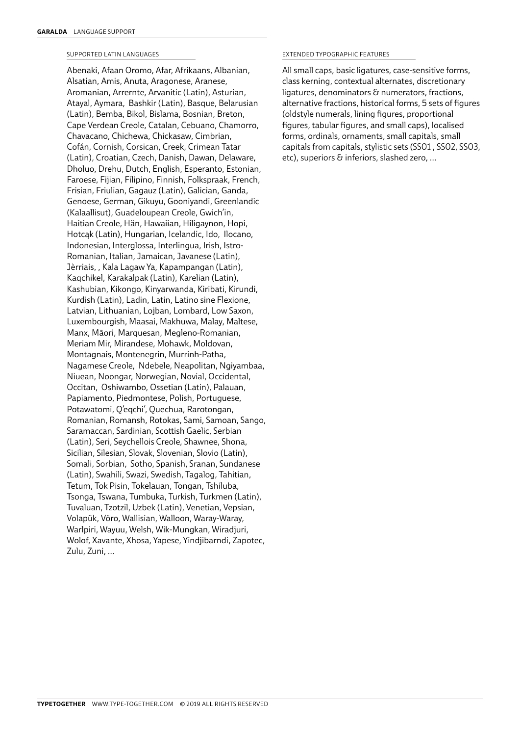## SUPPORTED LATIN LANGUAGES

Abenaki, Afaan Oromo, Afar, Afrikaans, Albanian, Alsatian, Amis, Anuta, Aragonese, Aranese, Aromanian, Arrernte, Arvanitic (Latin), Asturian, Atayal, Aymara, Bashkir (Latin), Basque, Belarusian (Latin), Bemba, Bikol, Bislama, Bosnian, Breton, Cape Verdean Creole, Catalan, Cebuano, Chamorro, Chavacano, Chichewa, Chickasaw, Cimbrian, Cofán, Cornish, Corsican, Creek, Crimean Tatar (Latin), Croatian, Czech, Danish, Dawan, Delaware, Dholuo, Drehu, Dutch, English, Esperanto, Estonian, Faroese, Fijian, Filipino, Finnish, Folkspraak, French, Frisian, Friulian, Gagauz (Latin), Galician, Ganda, Genoese, German, Gikuyu, Gooniyandi, Greenlandic (Kalaallisut), Guadeloupean Creole, Gwich'in, Haitian Creole, Hän, Hawaiian, Hiligaynon, Hopi, Hotcąk (Latin), Hungarian, Icelandic, Ido, Ilocano, Indonesian, Interglossa, Interlingua, Irish, Istro-Romanian, Italian, Jamaican, Javanese (Latin), Jèrriais, , Kala Lagaw Ya, Kapampangan (Latin), Kaqchikel, Karakalpak (Latin), Karelian (Latin), Kashubian, Kikongo, Kinyarwanda, Kiribati, Kirundi, Kurdish (Latin), Ladin, Latin, Latino sine Flexione, Latvian, Lithuanian, Lojban, Lombard, Low Saxon, Luxembourgish, Maasai, Makhuwa, Malay, Maltese, Manx, Māori, Marquesan, Megleno-Romanian, Meriam Mir, Mirandese, Mohawk, Moldovan, Montagnais, Montenegrin, Murrinh-Patha, Nagamese Creole, Ndebele, Neapolitan, Ngiyambaa, Niuean, Noongar, Norwegian, Novial, Occidental, Occitan, Oshiwambo, Ossetian (Latin), Palauan, Papiamento, Piedmontese, Polish, Portuguese, Potawatomi, Q'eqchi', Quechua, Rarotongan, Romanian, Romansh, Rotokas, Sami, Samoan, Sango, Saramaccan, Sardinian, Scottish Gaelic, Serbian (Latin), Seri, Seychellois Creole, Shawnee, Shona, Sicilian, Silesian, Slovak, Slovenian, Slovio (Latin), Somali, Sorbian, Sotho, Spanish, Sranan, Sundanese (Latin), Swahili, Swazi, Swedish, Tagalog, Tahitian, Tetum, Tok Pisin, Tokelauan, Tongan, Tshiluba, Tsonga, Tswana, Tumbuka, Turkish, Turkmen (Latin), Tuvaluan, Tzotzil, Uzbek (Latin), Venetian, Vepsian, Volapük, Võro, Wallisian, Walloon, Waray-Waray, Warlpiri, Wayuu, Welsh, Wik-Mungkan, Wiradjuri, Wolof, Xavante, Xhosa, Yapese, Yindjibarndi, Zapotec, Zulu, Zuni, ...

## EXTENDED TYPOGRAPHIC FEATURES

All small caps, basic ligatures, case-sensitive forms, class kerning, contextual alternates, discretionary ligatures, denominators & numerators, fractions, alternative fractions, historical forms, 5 sets of figures (oldstyle numerals, lining figures, proportional figures, tabular figures, and small caps), localised forms, ordinals, ornaments, small capitals, small capitals from capitals, stylistic sets (SS01 , SS02, SS03, etc), superiors & inferiors, slashed zero, ...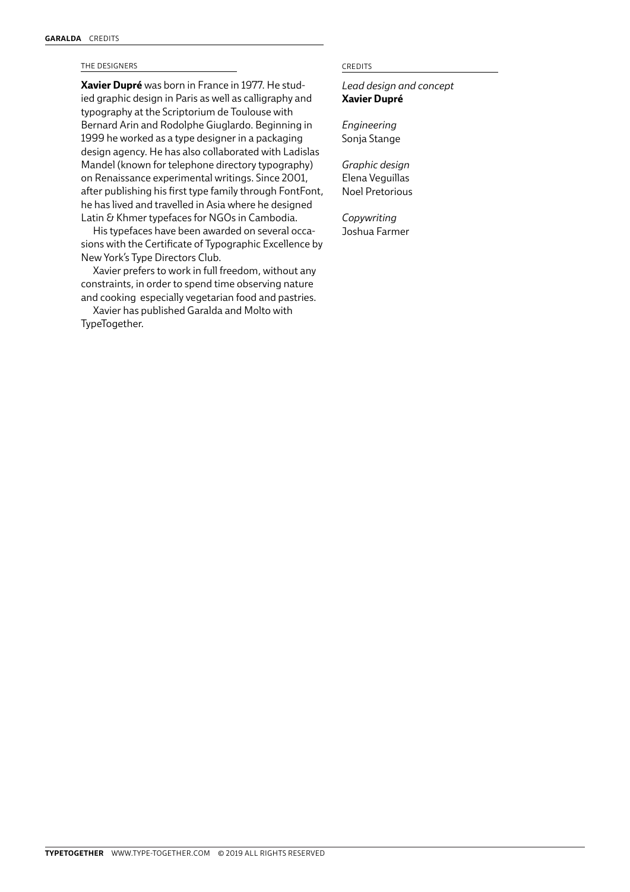## THE DESIGNERS

**Xavier Dupré** was born in France in 1977. He studied graphic design in Paris as well as calligraphy and typography at the Scriptorium de Toulouse with Bernard Arin and Rodolphe Giuglardo. Beginning in 1999 he worked as a type designer in a packaging design agency. He has also collaborated with Ladislas Mandel (known for telephone directory typography) on Renaissance experimental writings. Since 2001, after publishing his first type family through FontFont, he has lived and travelled in Asia where he designed Latin & Khmer typefaces for NGOs in Cambodia.

His typefaces have been awarded on several occasions with the Certificate of Typographic Excellence by New York's Type Directors Club.

Xavier prefers to work in full freedom, without any constraints, in order to spend time observing nature and cooking especially vegetarian food and pastries.

Xavier has published Garalda and Molto with TypeTogether.

## CREDITS

*Lead design and concept*
**Xavier Dupré**

*Engineering*
Sonja Stange

*Graphic design*
Elena Veguillas
Noel Pretorious

*Copywriting*
Joshua Farmer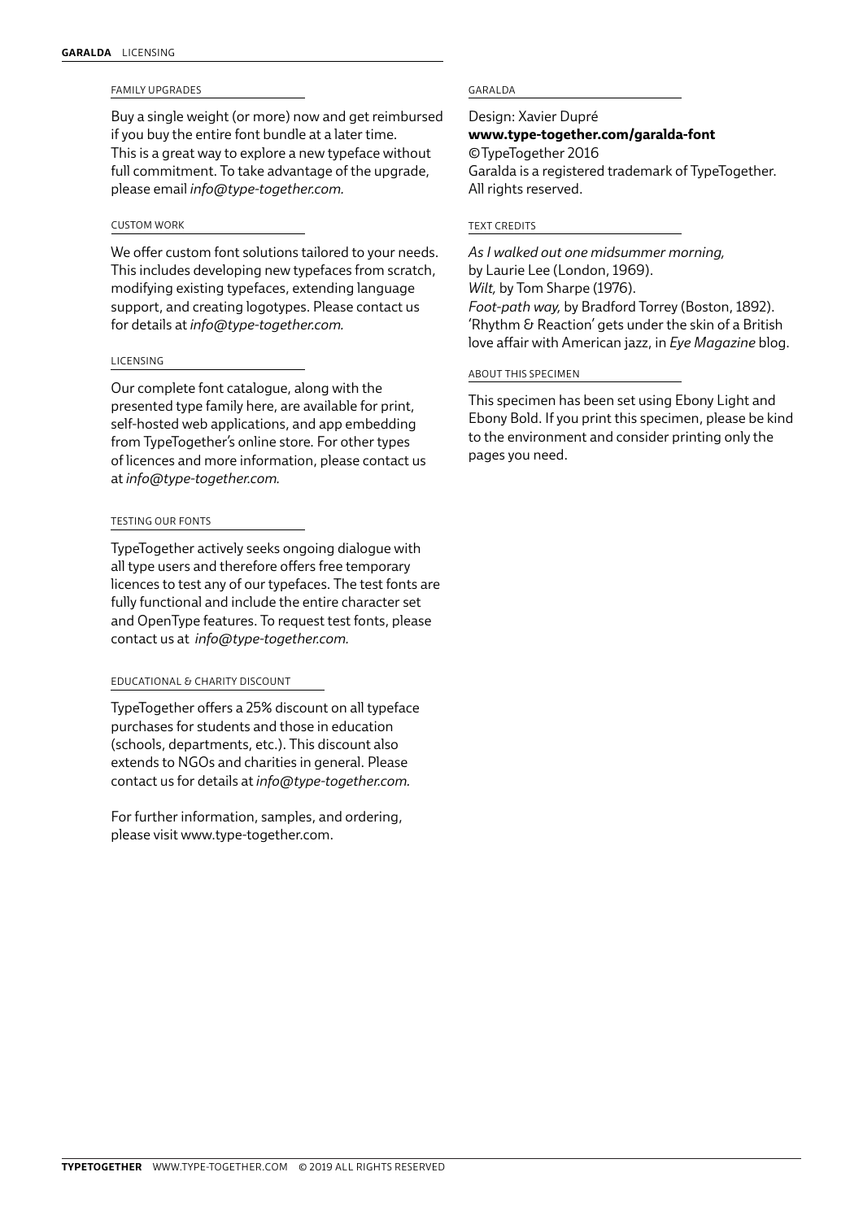### FAMILY UPGRADES

Buy a single weight (or more) now and get reimbursed if you buy the entire font bundle at a later time. This is a great way to explore a new typeface without full commitment. To take advantage of the upgrade, please email *info@type-together.com.*

### CUSTOM WORK

We offer custom font solutions tailored to your needs. This includes developing new typefaces from scratch, modifying existing typefaces, extending language support, and creating logotypes. Please contact us for details at *info@type-together.com.*

### LICENSING

Our complete font catalogue, along with the presented type family here, are available for print, self-hosted web applications, and app embedding from TypeTogether's online store. For other types of licences and more information, please contact us at *info@type-together.com.*

### TESTING OUR FONTS

TypeTogether actively seeks ongoing dialogue with all type users and therefore offers free temporary licences to test any of our typefaces. The test fonts are fully functional and include the entire character set and OpenType features. To request test fonts, please contact us at *info@type-together.com.*

### EDUCATIONAL & CHARITY DISCOUNT

TypeTogether offers a 25% discount on all typeface purchases for students and those in education (schools, departments, etc.). This discount also extends to NGOs and charities in general. Please contact us for details at *info@type-together.com.*

For further information, samples, and ordering, please visit www.type-together.com.

### GARALDA

Design: Xavier Dupré
**www.type-together.com/garalda-font**
©TypeTogether 2016
Garalda is a registered trademark of TypeTogether.
All rights reserved.

### TEXT CREDITS

*As I walked out one midsummer morning,* by Laurie Lee (London, 1969).
*Wilt,* by Tom Sharpe (1976).
*Foot-path way,* by Bradford Torrey (Boston, 1892).
'Rhythm & Reaction' gets under the skin of a British love affair with American jazz, in *Eye Magazine* blog.

### ABOUT THIS SPECIMEN

This specimen has been set using Ebony Light and Ebony Bold. If you print this specimen, please be kind to the environment and consider printing only the pages you need.